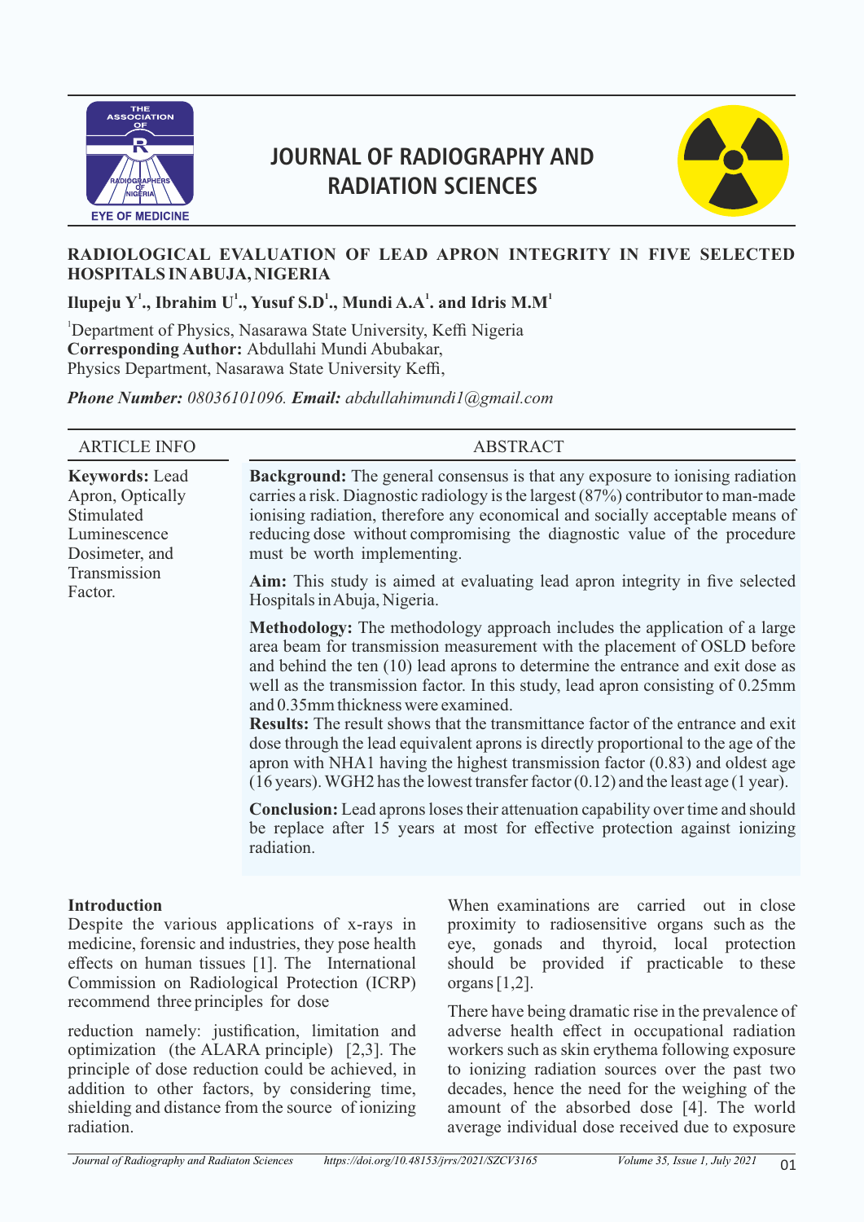# JOURNAL OF RADIOGRAPHY AND RADIATION SCIENCES

## RADIOLOGICAL EVALUATION OF LEAD APRON INTEGRITY IN FIVE SELECTED HOSPITALS IN ABUJA, NIGERIA

**Ilupeju Y[1]., Ibrahim U[1]., Yusuf S.D[1]., Mundi A.A[1]. and Idris M.M[1]**

[1]Department of Physics, Nasarawa State University, Keffi Nigeria
**Corresponding Author:** Abdullahi Mundi Abubakar,
Physics Department, Nasarawa State University Keffi,

***Phone Number:*** *08036101096.* ***Email:*** *abdullahimundi1@gmail.com*

### ARTICLE INFO

**Keywords:** Lead Apron, Optically Stimulated Luminescence Dosimeter, and Transmission Factor.

### ABSTRACT

**Background:** The general consensus is that any exposure to ionising radiation carries a risk. Diagnostic radiology is the largest (87%) contributor to man-made ionising radiation, therefore any economical and socially acceptable means of reducing dose without compromising the diagnostic value of the procedure must be worth implementing.

**Aim:** This study is aimed at evaluating lead apron integrity in five selected Hospitals in Abuja, Nigeria.

**Methodology:** The methodology approach includes the application of a large area beam for transmission measurement with the placement of OSLD before and behind the ten (10) lead aprons to determine the entrance and exit dose as well as the transmission factor. In this study, lead apron consisting of 0.25mm and 0.35mm thickness were examined.

**Results:** The result shows that the transmittance factor of the entrance and exit dose through the lead equivalent aprons is directly proportional to the age of the apron with NHA1 having the highest transmission factor (0.83) and oldest age (16 years). WGH2 has the lowest transfer factor (0.12) and the least age (1 year).

**Conclusion:** Lead aprons loses their attenuation capability over time and should be replace after 15 years at most for effective protection against ionizing radiation.

### Introduction

Despite the various applications of x-rays in medicine, forensic and industries, they pose health effects on human tissues [1]. The International Commission on Radiological Protection (ICRP) recommend three principles for dose reduction namely: justification, limitation and optimization (the ALARA principle) [2,3]. The principle of dose reduction could be achieved, in addition to other factors, by considering time, shielding and distance from the source of ionizing radiation.

When examinations are carried out in close proximity to radiosensitive organs such as the eye, gonads and thyroid, local protection should be provided if practicable to these organs [1,2].

There have being dramatic rise in the prevalence of adverse health effect in occupational radiation workers such as skin erythema following exposure to ionizing radiation sources over the past two decades, hence the need for the weighing of the amount of the absorbed dose [4]. The world average individual dose received due to exposure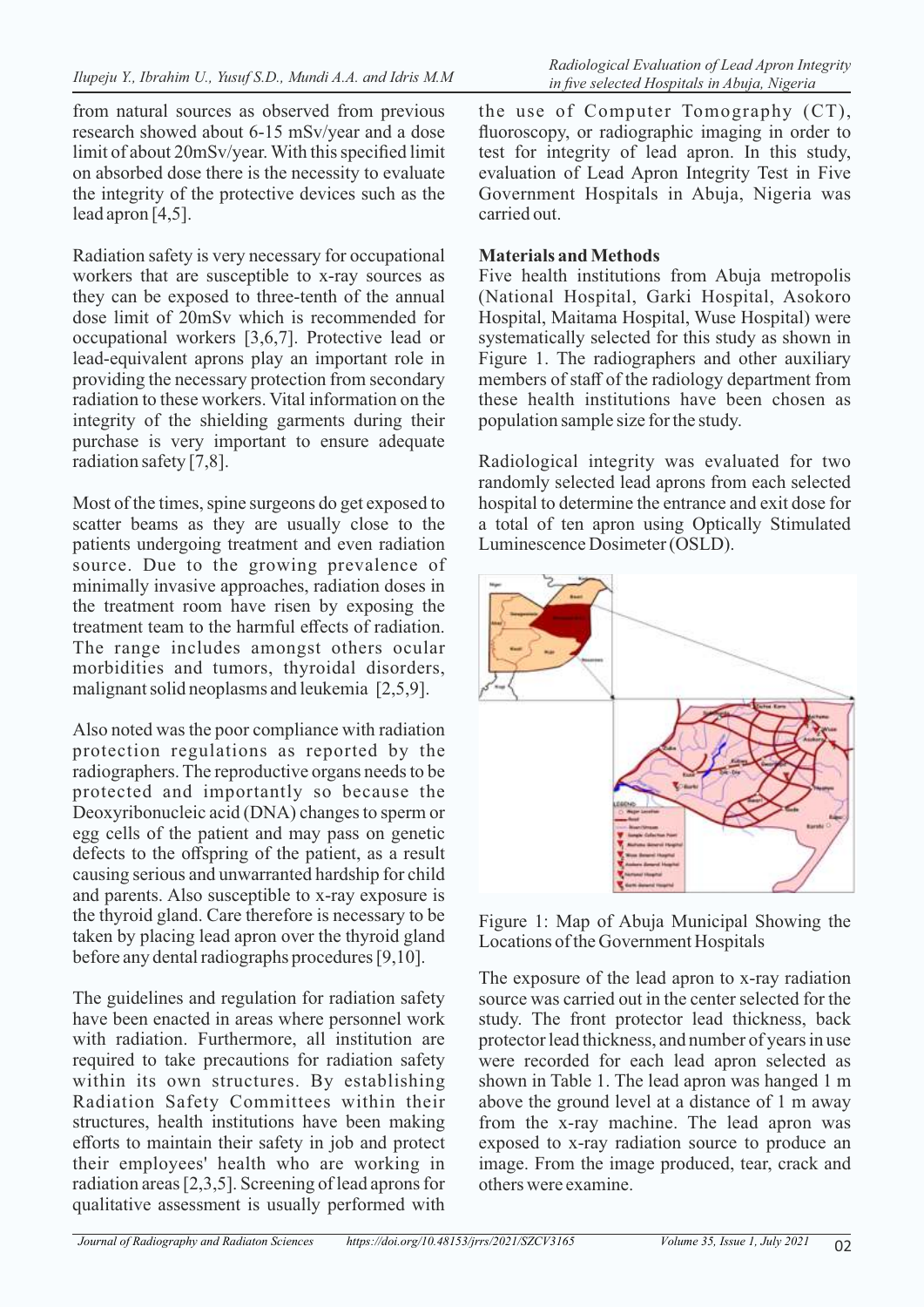from natural sources as observed from previous research showed about 6-15 mSv/year and a dose limit of about 20mSv/year. With this specified limit on absorbed dose there is the necessity to evaluate the integrity of the protective devices such as the lead apron [4,5].

Radiation safety is very necessary for occupational workers that are susceptible to x-ray sources as they can be exposed to three-tenth of the annual dose limit of 20mSv which is recommended for occupational workers [3,6,7]. Protective lead or lead-equivalent aprons play an important role in providing the necessary protection from secondary radiation to these workers. Vital information on the integrity of the shielding garments during their purchase is very important to ensure adequate radiation safety [7,8].

Most of the times, spine surgeons do get exposed to scatter beams as they are usually close to the patients undergoing treatment and even radiation source. Due to the growing prevalence of minimally invasive approaches, radiation doses in the treatment room have risen by exposing the treatment team to the harmful effects of radiation. The range includes amongst others ocular morbidities and tumors, thyroidal disorders, malignant solid neoplasms and leukemia [2,5,9].

Also noted was the poor compliance with radiation protection regulations as reported by the radiographers. The reproductive organs needs to be protected and importantly so because the Deoxyribonucleic acid (DNA) changes to sperm or egg cells of the patient and may pass on genetic defects to the offspring of the patient, as a result causing serious and unwarranted hardship for child and parents. Also susceptible to x-ray exposure is the thyroid gland. Care therefore is necessary to be taken by placing lead apron over the thyroid gland before any dental radiographs procedures [9,10].

The guidelines and regulation for radiation safety have been enacted in areas where personnel work with radiation. Furthermore, all institution are required to take precautions for radiation safety within its own structures. By establishing Radiation Safety Committees within their structures, health institutions have been making efforts to maintain their safety in job and protect their employees' health who are working in radiation areas [2,3,5]. Screening of lead aprons for qualitative assessment is usually performed with the use of Computer Tomography (CT), fluoroscopy, or radiographic imaging in order to test for integrity of lead apron. In this study, evaluation of Lead Apron Integrity Test in Five Government Hospitals in Abuja, Nigeria was carried out.

## Materials and Methods

Five health institutions from Abuja metropolis (National Hospital, Garki Hospital, Asokoro Hospital, Maitama Hospital, Wuse Hospital) were systematically selected for this study as shown in Figure 1. The radiographers and other auxiliary members of staff of the radiology department from these health institutions have been chosen as population sample size for the study.

Radiological integrity was evaluated for two randomly selected lead aprons from each selected hospital to determine the entrance and exit dose for a total of ten apron using Optically Stimulated Luminescence Dosimeter (OSLD).

Figure 1: Map of Abuja Municipal Showing the Locations of the Government Hospitals

The exposure of the lead apron to x-ray radiation source was carried out in the center selected for the study. The front protector lead thickness, back protector lead thickness, and number of years in use were recorded for each lead apron selected as shown in Table 1. The lead apron was hanged 1 m above the ground level at a distance of 1 m away from the x-ray machine. The lead apron was exposed to x-ray radiation source to produce an image. From the image produced, tear, crack and others were examine.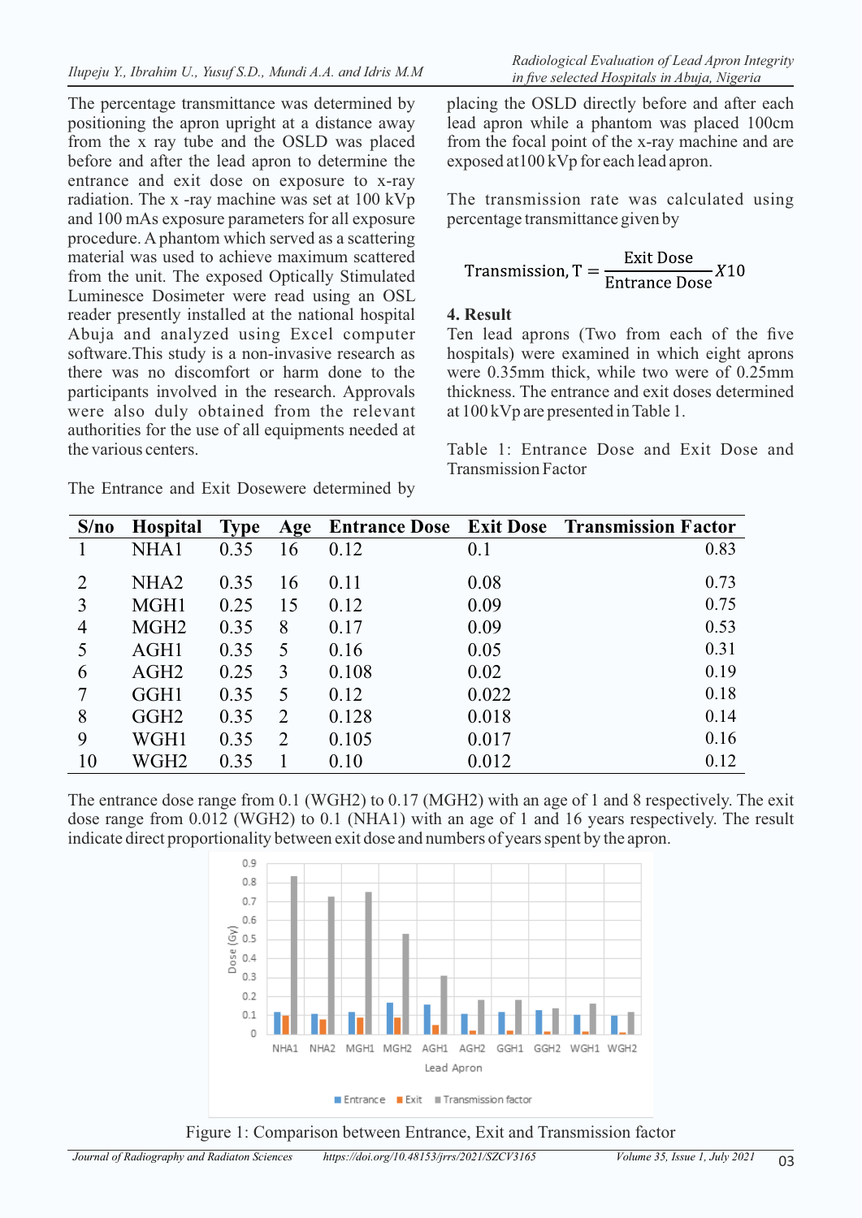The percentage transmittance was determined by positioning the apron upright at a distance away from the x ray tube and the OSLD was placed before and after the lead apron to determine the entrance and exit dose on exposure to x-ray radiation. The x -ray machine was set at 100 kVp and 100 mAs exposure parameters for all exposure procedure. A phantom which served as a scattering material was used to achieve maximum scattered from the unit. The exposed Optically Stimulated Luminesce Dosimeter were read using an OSL reader presently installed at the national hospital Abuja and analyzed using Excel computer software.This study is a non-invasive research as there was no discomfort or harm done to the participants involved in the research. Approvals were also duly obtained from the relevant authorities for the use of all equipments needed at the various centers.

The Entrance and Exit Dosewere determined by placing the OSLD directly before and after each lead apron while a phantom was placed 100cm from the focal point of the x-ray machine and are exposed at100 kVp for each lead apron.

The transmission rate was calculated using percentage transmittance given by

$$\text{Transmission, T} = \frac{\text{Exit Dose}}{\text{Entrance Dose}} X10$$

**4. Result**

Ten lead aprons (Two from each of the five hospitals) were examined in which eight aprons were 0.35mm thick, while two were of 0.25mm thickness. The entrance and exit doses determined at 100 kVp are presented in Table 1.

Table 1: Entrance Dose and Exit Dose and Transmission Factor

| S/no | Hospital | Type | Age | Entrance Dose | Exit Dose | Transmission Factor |
|---|---|---|---|---|---|---|
| 1 | NHA1 | 0.35 | 16 | 0.12 | 0.1 | 0.83 |
| 2 | NHA2 | 0.35 | 16 | 0.11 | 0.08 | 0.73 |
| 3 | MGH1 | 0.25 | 15 | 0.12 | 0.09 | 0.75 |
| 4 | MGH2 | 0.35 | 8 | 0.17 | 0.09 | 0.53 |
| 5 | AGH1 | 0.35 | 5 | 0.16 | 0.05 | 0.31 |
| 6 | AGH2 | 0.25 | 3 | 0.108 | 0.02 | 0.19 |
| 7 | GGH1 | 0.35 | 5 | 0.12 | 0.022 | 0.18 |
| 8 | GGH2 | 0.35 | 2 | 0.128 | 0.018 | 0.14 |
| 9 | WGH1 | 0.35 | 2 | 0.105 | 0.017 | 0.16 |
| 10 | WGH2 | 0.35 | 1 | 0.10 | 0.012 | 0.12 |

The entrance dose range from 0.1 (WGH2) to 0.17 (MGH2) with an age of 1 and 8 respectively. The exit dose range from 0.012 (WGH2) to 0.1 (NHA1) with an age of 1 and 16 years respectively. The result indicate direct proportionality between exit dose and numbers of years spent by the apron.

Figure 1: Comparison between Entrance, Exit and Transmission factor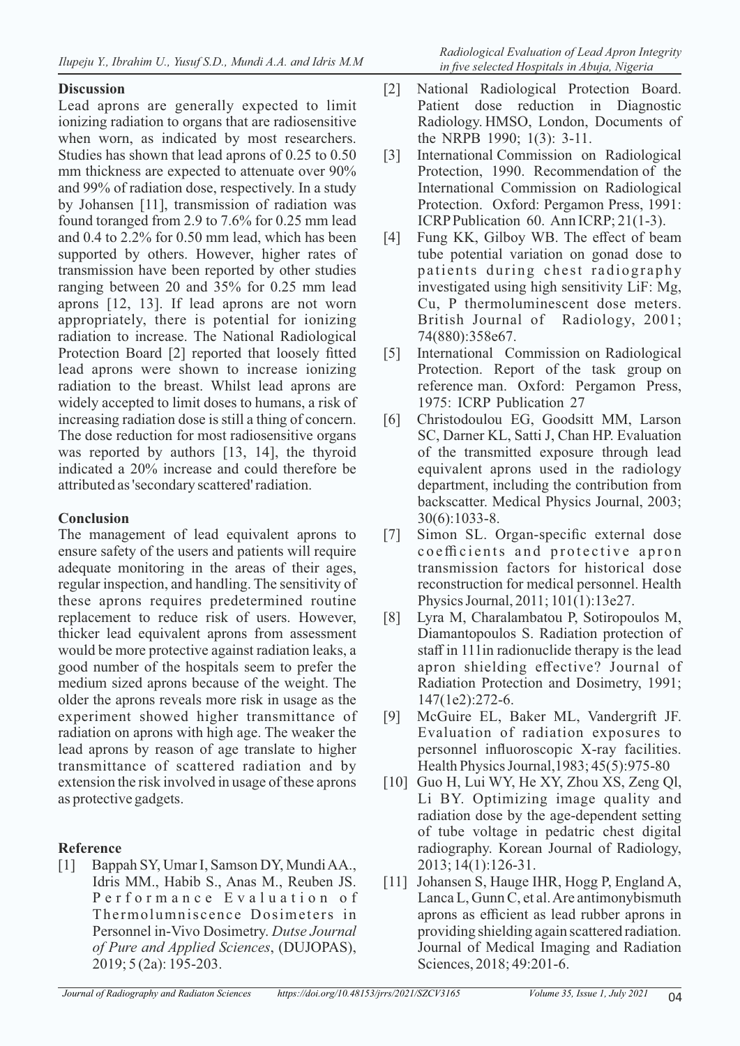## Discussion

Lead aprons are generally expected to limit ionizing radiation to organs that are radiosensitive when worn, as indicated by most researchers. Studies has shown that lead aprons of 0.25 to 0.50 mm thickness are expected to attenuate over 90% and 99% of radiation dose, respectively. In a study by Johansen [11], transmission of radiation was found toranged from 2.9 to 7.6% for 0.25 mm lead and 0.4 to 2.2% for 0.50 mm lead, which has been supported by others. However, higher rates of transmission have been reported by other studies ranging between 20 and 35% for 0.25 mm lead aprons [12, 13]. If lead aprons are not worn appropriately, there is potential for ionizing radiation to increase. The National Radiological Protection Board [2] reported that loosely fitted lead aprons were shown to increase ionizing radiation to the breast. Whilst lead aprons are widely accepted to limit doses to humans, a risk of increasing radiation dose is still a thing of concern. The dose reduction for most radiosensitive organs was reported by authors [13, 14], the thyroid indicated a 20% increase and could therefore be attributed as 'secondary scattered' radiation.

## Conclusion

The management of lead equivalent aprons to ensure safety of the users and patients will require adequate monitoring in the areas of their ages, regular inspection, and handling. The sensitivity of these aprons requires predetermined routine replacement to reduce risk of users. However, thicker lead equivalent aprons from assessment would be more protective against radiation leaks, a good number of the hospitals seem to prefer the medium sized aprons because of the weight. The older the aprons reveals more risk in usage as the experiment showed higher transmittance of radiation on aprons with high age. The weaker the lead aprons by reason of age translate to higher transmittance of scattered radiation and by extension the risk involved in usage of these aprons as protective gadgets.

## Reference

[1] Bappah SY, Umar I, Samson DY, Mundi AA., Idris MM., Habib S., Anas M., Reuben JS. Performance Evaluation of Thermolumniscence Dosimeters in Personnel in-Vivo Dosimetry. *Dutse Journal of Pure and Applied Sciences*, (DUJOPAS), 2019; 5 (2a): 195-203.

[2] National Radiological Protection Board. Patient dose reduction in Diagnostic Radiology. HMSO, London, Documents of the NRPB 1990; 1(3): 3-11.

[3] International Commission on Radiological Protection, 1990. Recommendation of the International Commission on Radiological Protection. Oxford: Pergamon Press, 1991: ICRP Publication 60. Ann ICRP; 21(1-3).

[4] Fung KK, Gilboy WB. The effect of beam tube potential variation on gonad dose to patients during chest radiography investigated using high sensitivity LiF: Mg, Cu, P thermoluminescent dose meters. British Journal of Radiology, 2001; 74(880):358e67.

[5] International Commission on Radiological Protection. Report of the task group on reference man. Oxford: Pergamon Press, 1975: ICRP Publication 27

[6] Christodoulou EG, Goodsitt MM, Larson SC, Darner KL, Satti J, Chan HP. Evaluation of the transmitted exposure through lead equivalent aprons used in the radiology department, including the contribution from backscatter. Medical Physics Journal, 2003; 30(6):1033-8.

[7] Simon SL. Organ-specific external dose coefficients and protective apron transmission factors for historical dose reconstruction for medical personnel. Health Physics Journal, 2011; 101(1):13e27.

[8] Lyra M, Charalambatou P, Sotiropoulos M, Diamantopoulos S. Radiation protection of staff in 111in radionuclide therapy is the lead apron shielding effective? Journal of Radiation Protection and Dosimetry, 1991; 147(1e2):272-6.

[9] McGuire EL, Baker ML, Vandergrift JF. Evaluation of radiation exposures to personnel influoroscopic X-ray facilities. Health Physics Journal,1983; 45(5):975-80

[10] Guo H, Lui WY, He XY, Zhou XS, Zeng Ql, Li BY. Optimizing image quality and radiation dose by the age-dependent setting of tube voltage in pedatric chest digital radiography. Korean Journal of Radiology, 2013; 14(1):126-31.

[11] Johansen S, Hauge IHR, Hogg P, England A, Lanca L, Gunn C, et al. Are antimonybismuth aprons as efficient as lead rubber aprons in providing shielding again scattered radiation. Journal of Medical Imaging and Radiation Sciences, 2018; 49:201-6.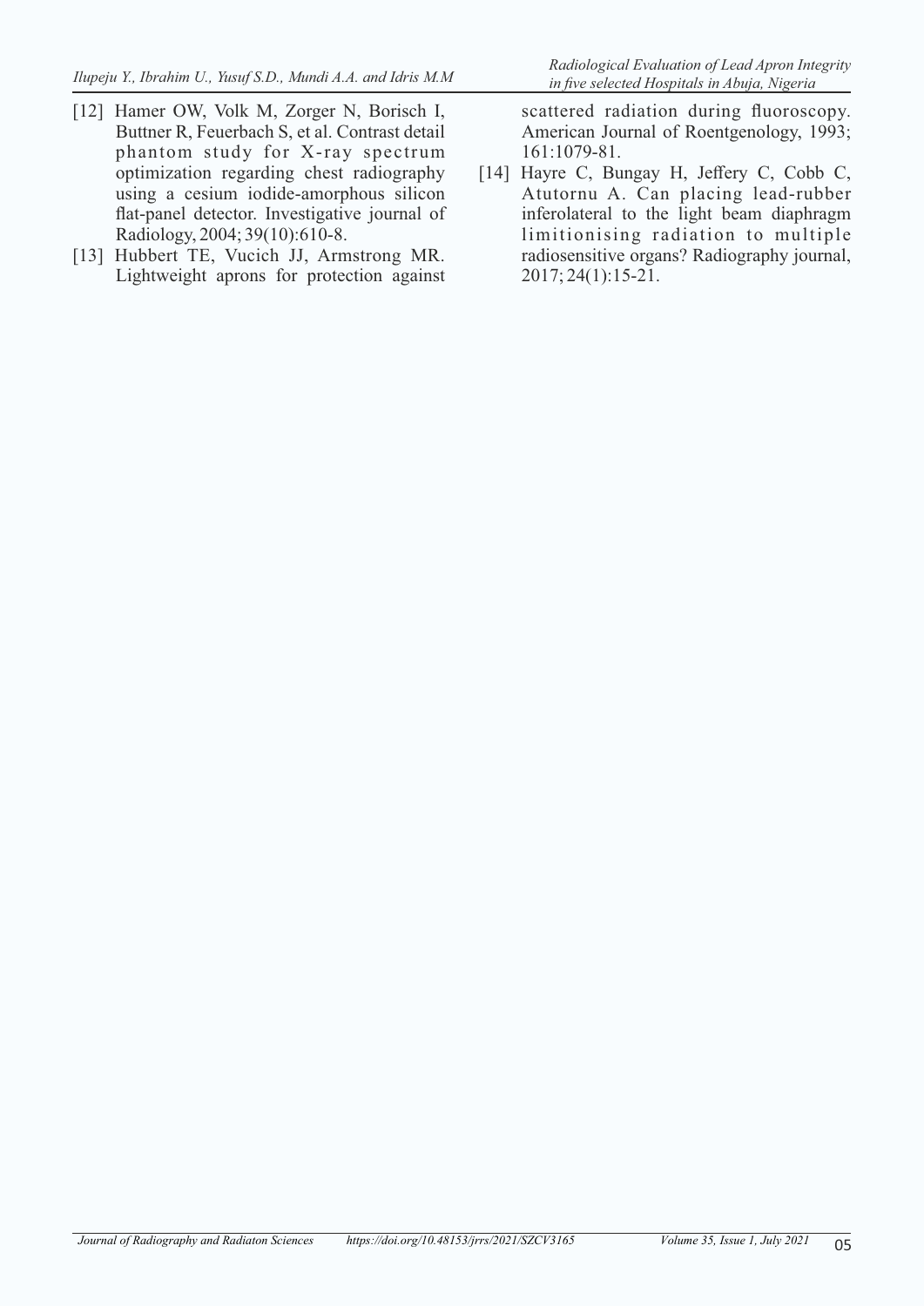[12] Hamer OW, Volk M, Zorger N, Borisch I, Buttner R, Feuerbach S, et al. Contrast detail phantom study for X-ray spectrum optimization regarding chest radiography using a cesium iodide-amorphous silicon flat-panel detector. Investigative journal of Radiology, 2004; 39(10):610-8.

[13] Hubbert TE, Vucich JJ, Armstrong MR. Lightweight aprons for protection against scattered radiation during fluoroscopy. American Journal of Roentgenology, 1993; 161:1079-81.

[14] Hayre C, Bungay H, Jeffery C, Cobb C, Atutornu A. Can placing lead-rubber inferolateral to the light beam diaphragm limitionising radiation to multiple radiosensitive organs? Radiography journal, 2017; 24(1):15-21.